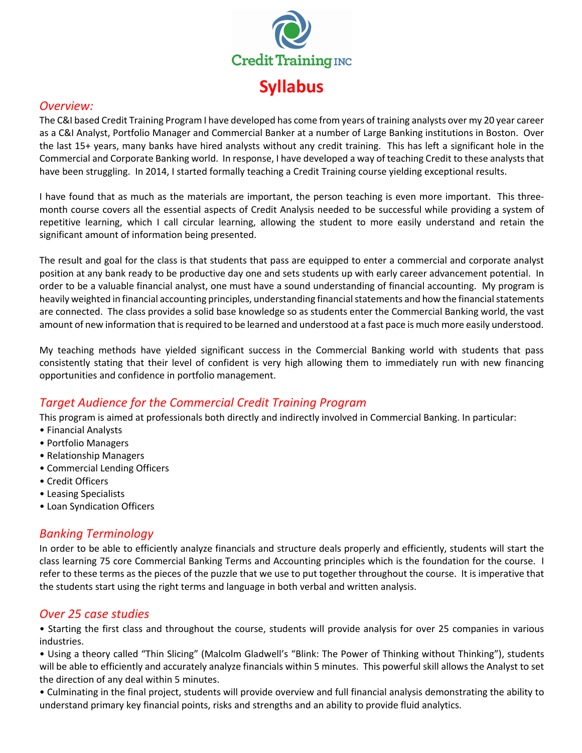Credit Training INC

# Syllabus

## *Overview:*

The C&I based Credit Training Program I have developed has come from years of training analysts over my 20 year career as a C&I Analyst, Portfolio Manager and Commercial Banker at a number of Large Banking institutions in Boston. Over the last 15+ years, many banks have hired analysts without any credit training. This has left a significant hole in the Commercial and Corporate Banking world. In response, I have developed a way of teaching Credit to these analysts that have been struggling. In 2014, I started formally teaching a Credit Training course yielding exceptional results.

I have found that as much as the materials are important, the person teaching is even more important. This three-month course covers all the essential aspects of Credit Analysis needed to be successful while providing a system of repetitive learning, which I call circular learning, allowing the student to more easily understand and retain the significant amount of information being presented.

The result and goal for the class is that students that pass are equipped to enter a commercial and corporate analyst position at any bank ready to be productive day one and sets students up with early career advancement potential. In order to be a valuable financial analyst, one must have a sound understanding of financial accounting. My program is heavily weighted in financial accounting principles, understanding financial statements and how the financial statements are connected. The class provides a solid base knowledge so as students enter the Commercial Banking world, the vast amount of new information that is required to be learned and understood at a fast pace is much more easily understood.

My teaching methods have yielded significant success in the Commercial Banking world with students that pass consistently stating that their level of confident is very high allowing them to immediately run with new financing opportunities and confidence in portfolio management.

## *Target Audience for the Commercial Credit Training Program*

This program is aimed at professionals both directly and indirectly involved in Commercial Banking. In particular:

- Financial Analysts
- Portfolio Managers
- Relationship Managers
- Commercial Lending Officers
- Credit Officers
- Leasing Specialists
- Loan Syndication Officers

## *Banking Terminology*

In order to be able to efficiently analyze financials and structure deals properly and efficiently, students will start the class learning 75 core Commercial Banking Terms and Accounting principles which is the foundation for the course. I refer to these terms as the pieces of the puzzle that we use to put together throughout the course. It is imperative that the students start using the right terms and language in both verbal and written analysis.

## *Over 25 case studies*

- Starting the first class and throughout the course, students will provide analysis for over 25 companies in various industries.
- Using a theory called "Thin Slicing" (Malcolm Gladwell's "Blink: The Power of Thinking without Thinking"), students will be able to efficiently and accurately analyze financials within 5 minutes. This powerful skill allows the Analyst to set the direction of any deal within 5 minutes.
- Culminating in the final project, students will provide overview and full financial analysis demonstrating the ability to understand primary key financial points, risks and strengths and an ability to provide fluid analytics.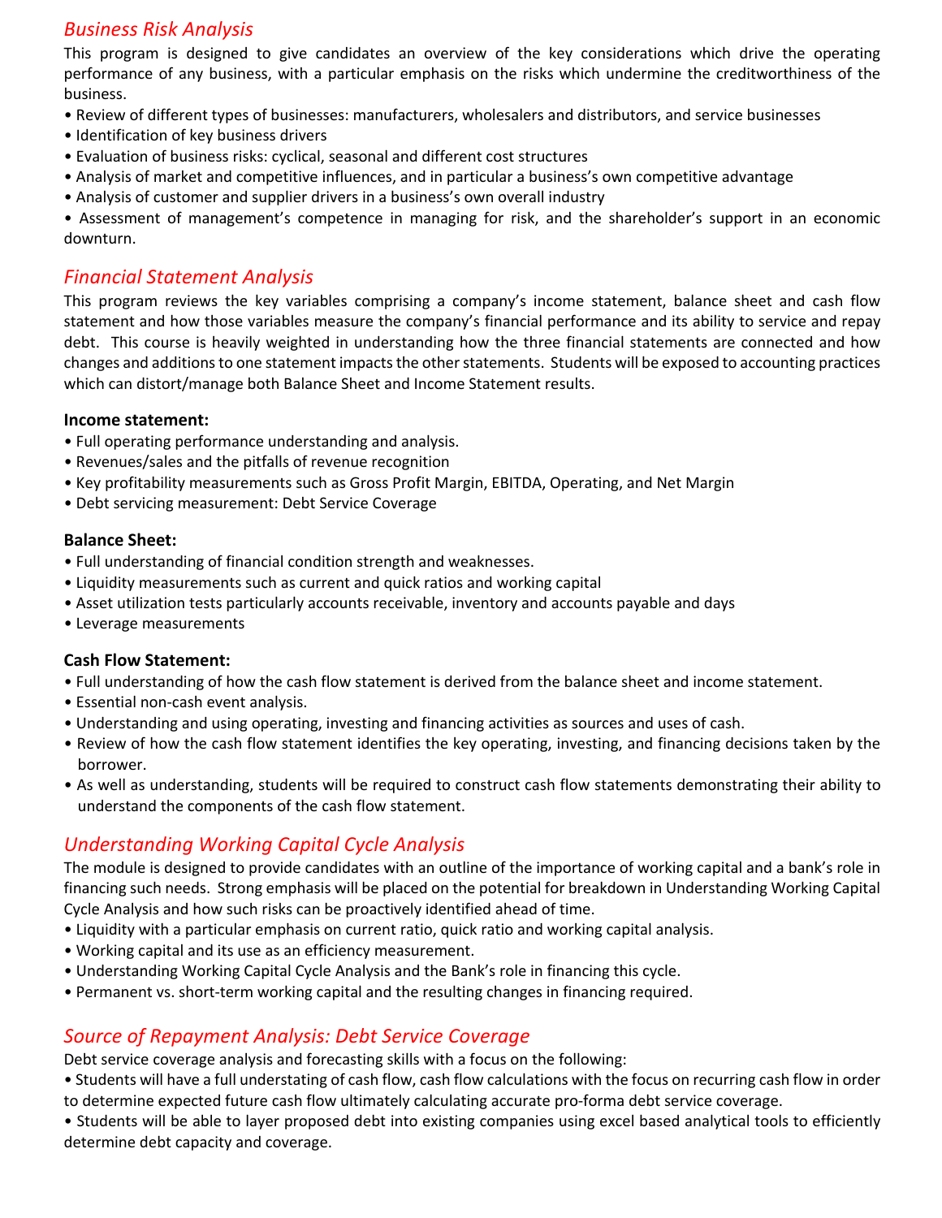## *Business Risk Analysis*

This program is designed to give candidates an overview of the key considerations which drive the operating performance of any business, with a particular emphasis on the risks which undermine the creditworthiness of the business.

- Review of different types of businesses: manufacturers, wholesalers and distributors, and service businesses
- Identification of key business drivers
- Evaluation of business risks: cyclical, seasonal and different cost structures
- Analysis of market and competitive influences, and in particular a business's own competitive advantage
- Analysis of customer and supplier drivers in a business's own overall industry
- Assessment of management's competence in managing for risk, and the shareholder's support in an economic downturn.

## *Financial Statement Analysis*

This program reviews the key variables comprising a company's income statement, balance sheet and cash flow statement and how those variables measure the company's financial performance and its ability to service and repay debt. This course is heavily weighted in understanding how the three financial statements are connected and how changes and additions to one statement impacts the other statements. Students will be exposed to accounting practices which can distort/manage both Balance Sheet and Income Statement results.

**Income statement:**

- Full operating performance understanding and analysis.
- Revenues/sales and the pitfalls of revenue recognition
- Key profitability measurements such as Gross Profit Margin, EBITDA, Operating, and Net Margin
- Debt servicing measurement: Debt Service Coverage

**Balance Sheet:**

- Full understanding of financial condition strength and weaknesses.
- Liquidity measurements such as current and quick ratios and working capital
- Asset utilization tests particularly accounts receivable, inventory and accounts payable and days
- Leverage measurements

**Cash Flow Statement:**

- Full understanding of how the cash flow statement is derived from the balance sheet and income statement.
- Essential non-cash event analysis.
- Understanding and using operating, investing and financing activities as sources and uses of cash.
- Review of how the cash flow statement identifies the key operating, investing, and financing decisions taken by the borrower.
- As well as understanding, students will be required to construct cash flow statements demonstrating their ability to understand the components of the cash flow statement.

## *Understanding Working Capital Cycle Analysis*

The module is designed to provide candidates with an outline of the importance of working capital and a bank's role in financing such needs. Strong emphasis will be placed on the potential for breakdown in Understanding Working Capital Cycle Analysis and how such risks can be proactively identified ahead of time.

- Liquidity with a particular emphasis on current ratio, quick ratio and working capital analysis.
- Working capital and its use as an efficiency measurement.
- Understanding Working Capital Cycle Analysis and the Bank's role in financing this cycle.
- Permanent vs. short-term working capital and the resulting changes in financing required.

## *Source of Repayment Analysis: Debt Service Coverage*

Debt service coverage analysis and forecasting skills with a focus on the following:

- Students will have a full understating of cash flow, cash flow calculations with the focus on recurring cash flow in order to determine expected future cash flow ultimately calculating accurate pro-forma debt service coverage.
- Students will be able to layer proposed debt into existing companies using excel based analytical tools to efficiently determine debt capacity and coverage.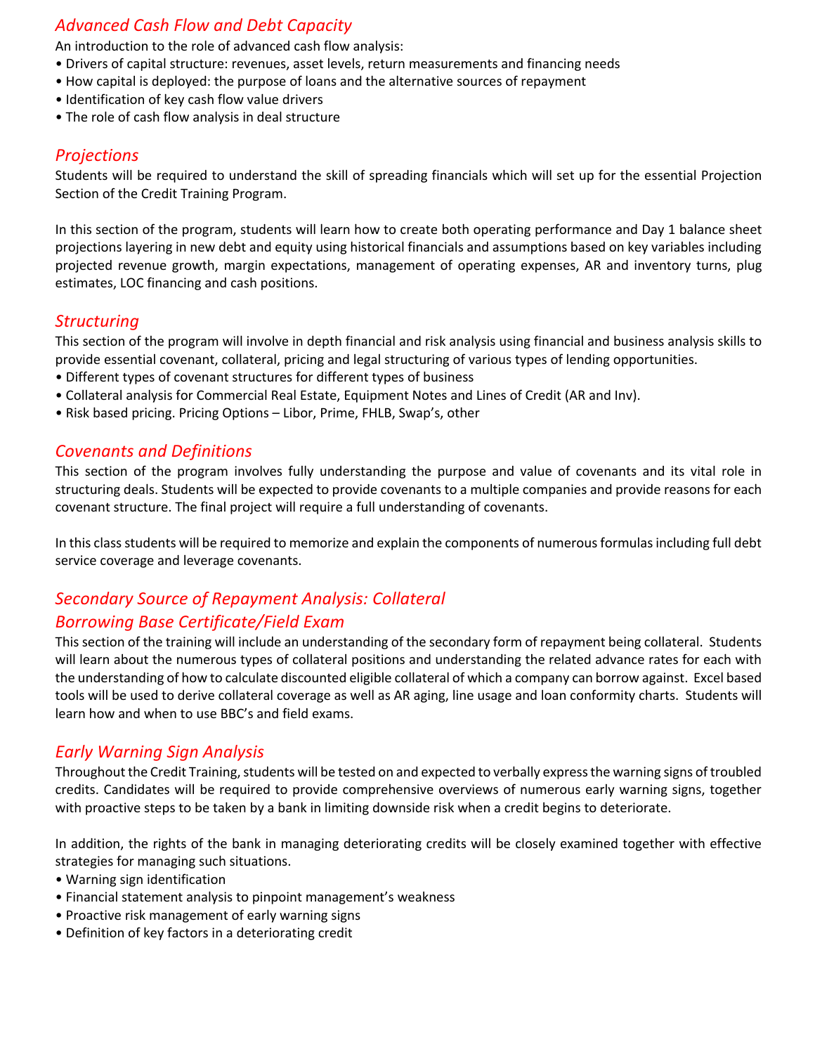## *Advanced Cash Flow and Debt Capacity*

An introduction to the role of advanced cash flow analysis:

- Drivers of capital structure: revenues, asset levels, return measurements and financing needs
- How capital is deployed: the purpose of loans and the alternative sources of repayment
- Identification of key cash flow value drivers
- The role of cash flow analysis in deal structure

## *Projections*

Students will be required to understand the skill of spreading financials which will set up for the essential Projection Section of the Credit Training Program.

In this section of the program, students will learn how to create both operating performance and Day 1 balance sheet projections layering in new debt and equity using historical financials and assumptions based on key variables including projected revenue growth, margin expectations, management of operating expenses, AR and inventory turns, plug estimates, LOC financing and cash positions.

## *Structuring*

This section of the program will involve in depth financial and risk analysis using financial and business analysis skills to provide essential covenant, collateral, pricing and legal structuring of various types of lending opportunities.

- Different types of covenant structures for different types of business
- Collateral analysis for Commercial Real Estate, Equipment Notes and Lines of Credit (AR and Inv).
- Risk based pricing. Pricing Options – Libor, Prime, FHLB, Swap's, other

## *Covenants and Definitions*

This section of the program involves fully understanding the purpose and value of covenants and its vital role in structuring deals. Students will be expected to provide covenants to a multiple companies and provide reasons for each covenant structure. The final project will require a full understanding of covenants.

In this class students will be required to memorize and explain the components of numerous formulas including full debt service coverage and leverage covenants.

## *Secondary Source of Repayment Analysis: Collateral*
## *Borrowing Base Certificate/Field Exam*

This section of the training will include an understanding of the secondary form of repayment being collateral. Students will learn about the numerous types of collateral positions and understanding the related advance rates for each with the understanding of how to calculate discounted eligible collateral of which a company can borrow against. Excel based tools will be used to derive collateral coverage as well as AR aging, line usage and loan conformity charts. Students will learn how and when to use BBC's and field exams.

## *Early Warning Sign Analysis*

Throughout the Credit Training, students will be tested on and expected to verbally express the warning signs of troubled credits. Candidates will be required to provide comprehensive overviews of numerous early warning signs, together with proactive steps to be taken by a bank in limiting downside risk when a credit begins to deteriorate.

In addition, the rights of the bank in managing deteriorating credits will be closely examined together with effective strategies for managing such situations.

- Warning sign identification
- Financial statement analysis to pinpoint management's weakness
- Proactive risk management of early warning signs
- Definition of key factors in a deteriorating credit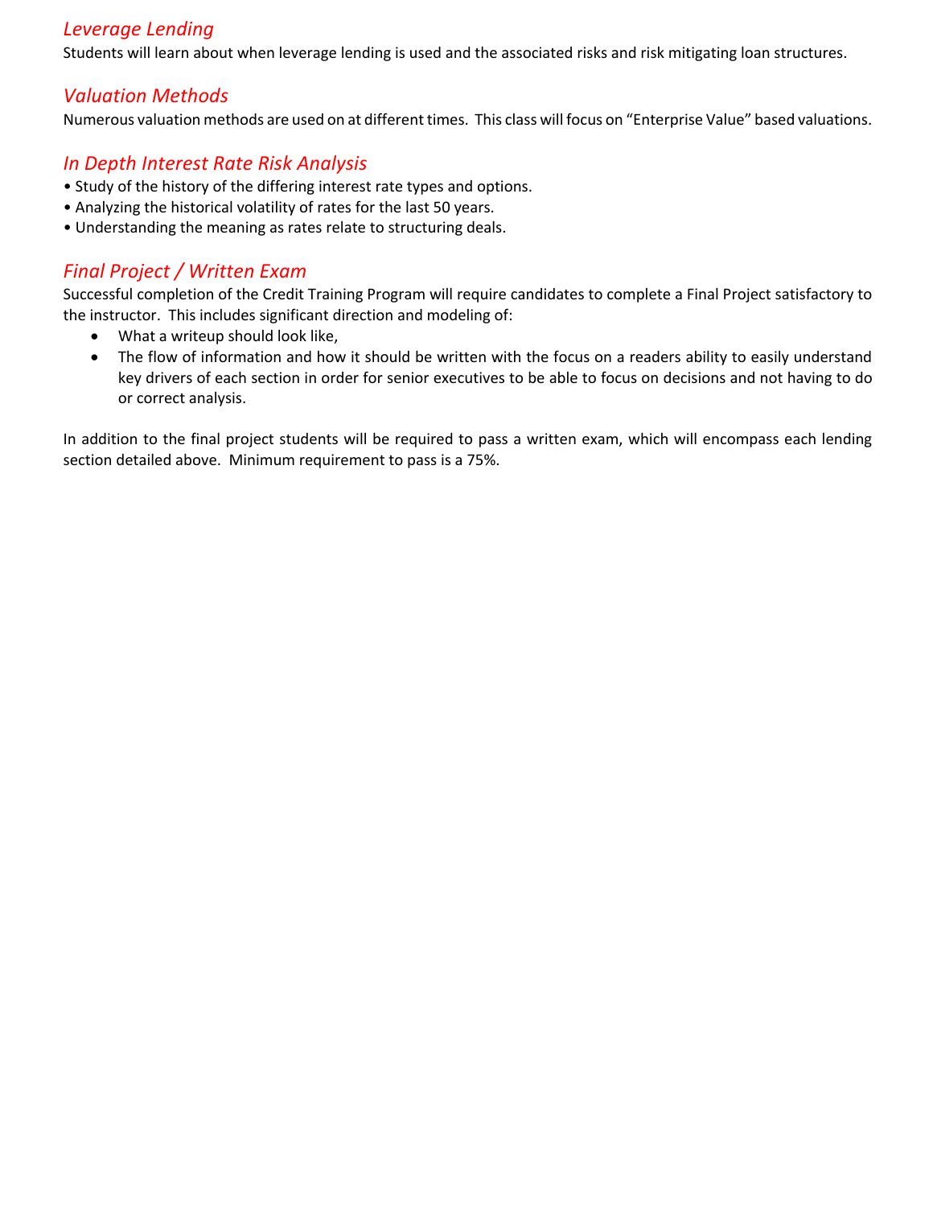### *Leverage Lending*

Students will learn about when leverage lending is used and the associated risks and risk mitigating loan structures.

### *Valuation Methods*

Numerous valuation methods are used on at different times. This class will focus on "Enterprise Value" based valuations.

### *In Depth Interest Rate Risk Analysis*

- Study of the history of the differing interest rate types and options.
- Analyzing the historical volatility of rates for the last 50 years.
- Understanding the meaning as rates relate to structuring deals.

### *Final Project / Written Exam*

Successful completion of the Credit Training Program will require candidates to complete a Final Project satisfactory to the instructor. This includes significant direction and modeling of:

- What a writeup should look like,
- The flow of information and how it should be written with the focus on a readers ability to easily understand key drivers of each section in order for senior executives to be able to focus on decisions and not having to do or correct analysis.

In addition to the final project students will be required to pass a written exam, which will encompass each lending section detailed above. Minimum requirement to pass is a 75%.